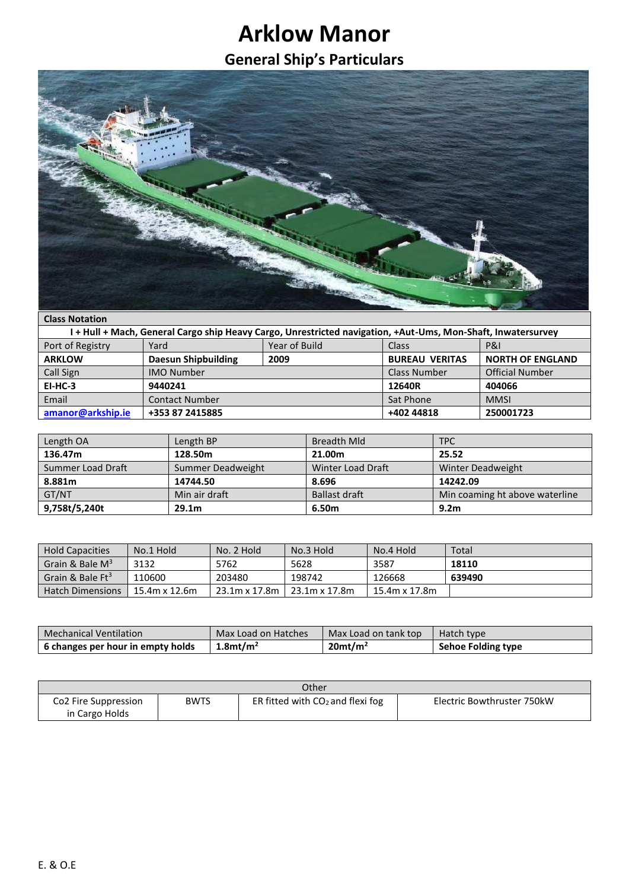# Arklow Manor

## General Ship's Particulars

| Class Notation | | | | |
|---|---|---|---|---|
| **I + Hull + Mach, General Cargo ship Heavy Cargo, Unrestricted navigation, +Aut-Ums, Mon-Shaft, Inwatersurvey** | | | | |
| Port of Registry | Yard | Year of Build | Class | P&I |
| **ARKLOW** | **Daesun Shipbuilding** | **2009** | **BUREAU VERITAS** | **NORTH OF ENGLAND** |
| Call Sign | IMO Number | | Class Number | Official Number |
| **EI-HC-3** | **9440241** | | **12640R** | **404066** |
| Email | Contact Number | | Sat Phone | MMSI |
| **amanor@arkship.ie** | **+353 87 2415885** | | **+402 44818** | **250001723** |

| Length OA | Length BP | Breadth Mld | TPC |
|---|---|---|---|
| **136.47m** | **128.50m** | **21.00m** | **25.52** |
| Summer Load Draft | Summer Deadweight | Winter Load Draft | Winter Deadweight |
| **8.881m** | **14744.50** | **8.696** | **14242.09** |
| GT/NT | Min air draft | Ballast draft | Min coaming ht above waterline |
| **9,758t/5,240t** | **29.1m** | **6.50m** | **9.2m** |

| Hold Capacities | No.1 Hold | No. 2 Hold | No.3 Hold | No.4 Hold | Total |
|---|---|---|---|---|---|
| Grain & Bale $M^3$ | 3132 | 5762 | 5628 | 3587 | **18110** |
| Grain & Bale $Ft^3$ | 110600 | 203480 | 198742 | 126668 | **639490** |
| Hatch Dimensions | 15.4m x 12.6m | 23.1m x 17.8m | 23.1m x 17.8m | 15.4m x 17.8m | |

| Mechanical Ventilation | Max Load on Hatches | Max Load on tank top | Hatch type |
|---|---|---|---|
| **6 changes per hour in empty holds** | **1.8mt/m$^2$** | **20mt/m$^2$** | **Sehoe Folding type** |

| Other | | | |
|---|---|---|---|
| Co2 Fire Suppression in Cargo Holds | BWTS | ER fitted with $CO_2$ and flexi fog | Electric Bowthruster 750kW |

E. & O.E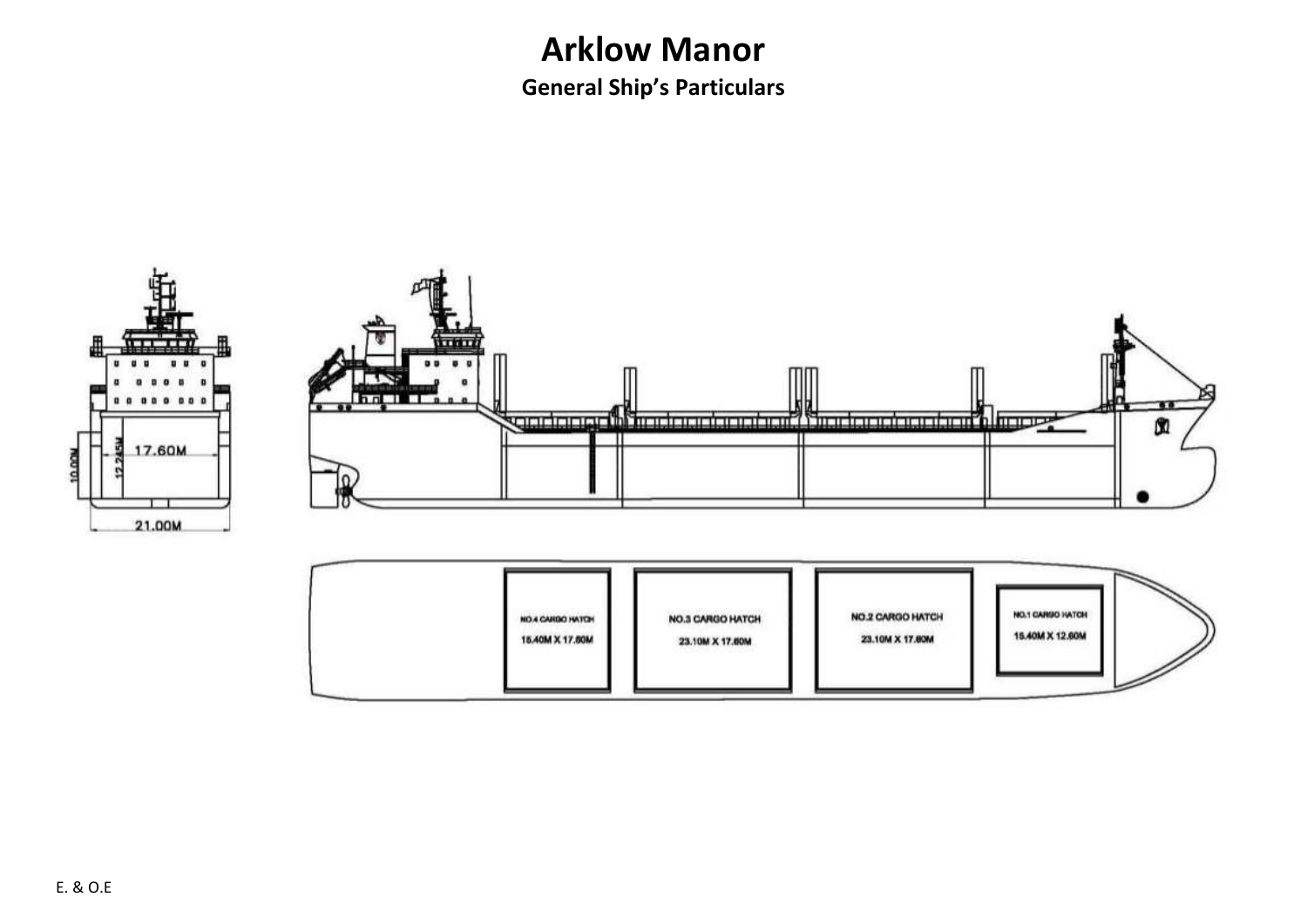# Arklow Manor

**General Ship's Particulars**

17.60M

12.245M

10.00M

21.00M

NO.4 CARGO HATCH
15.40M X 17.60M

NO.3 CARGO HATCH
23.10M X 17.60M

NO.2 CARGO HATCH
23.10M X 17.60M

NO.1 CARGO HATCH
15.40M X 12.60M

E. & O.E